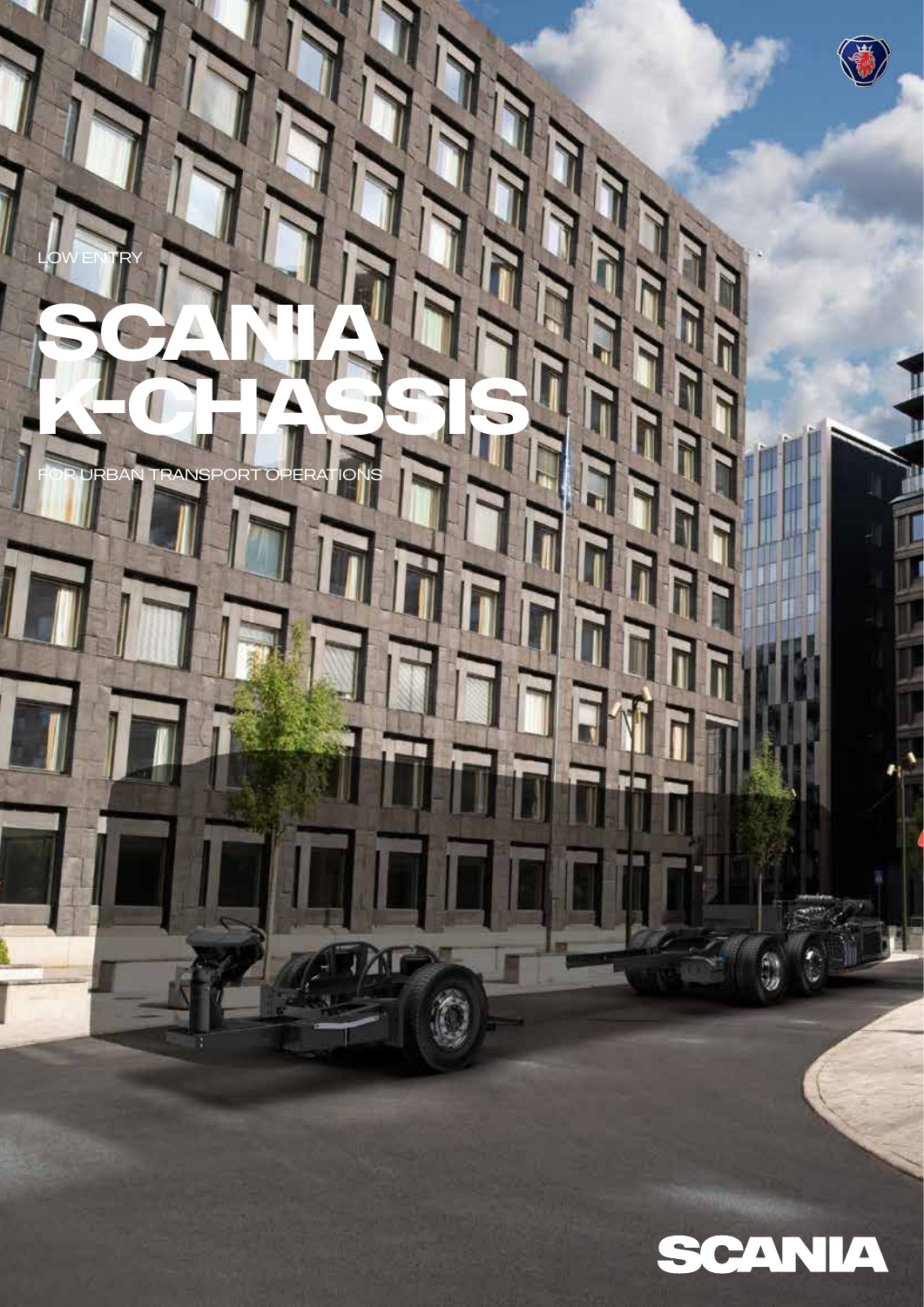LOW ENTRY

# SCANIA K-CHASSIS

FOR URBAN TRANSPORT OPERATIONS

SCANIA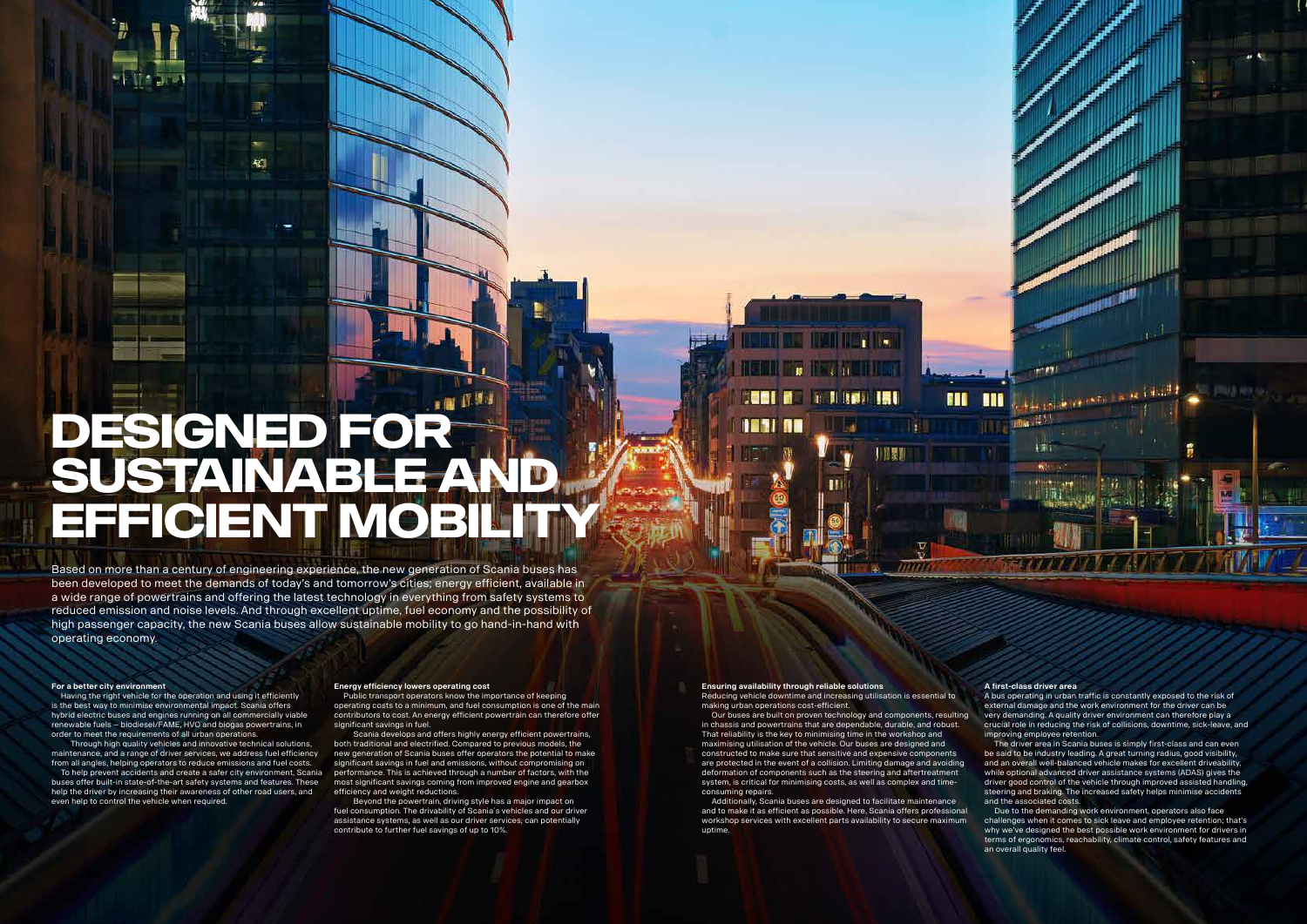# DESIGNED FOR SUSTAINABLE AND EFFICIENT MOBILITY

Based on more than a century of engineering experience, the new generation of Scania buses has been developed to meet the demands of today's and tomorrow's cities; energy efficient, available in a wide range of powertrains and offering the latest technology in everything from safety systems to reduced emission and noise levels. And through excellent uptime, fuel economy and the possibility of high passenger capacity, the new Scania buses allow sustainable mobility to go hand-in-hand with operating economy.

**For a better city environment**

Having the right vehicle for the operation and using it efficiently is the best way to minimise environmental impact. Scania offers hybrid electric buses and engines running on all commercially viable renewable fuels – biodiesel/FAME, HVO and biogas powertrains, in order to meet the requirements of all urban operations.

Through high quality vehicles and innovative technical solutions, maintenance, and a range of driver services, we address fuel efficiency from all angles, helping operators to reduce emissions and fuel costs.

To help prevent accidents and create a safer city environment, Scania buses offer built-in state-of-the-art safety systems and features. These help the driver by increasing their awareness of other road users, and even help to control the vehicle when required.

**Energy efficiency lowers operating cost**

Public transport operators know the importance of keeping operating costs to a minimum, and fuel consumption is one of the main contributors to cost. An energy efficient powertrain can therefore offer significant savings in fuel.

Scania develops and offers highly energy efficient powertrains, both traditional and electrified. Compared to previous models, the new generation of Scania buses offer operators the potential to make significant savings in fuel and emissions, without compromising on performance. This is achieved through a number of factors, with the most significant savings coming from improved engine and gearbox efficiency and weight reductions.

Beyond the powertrain, driving style has a major impact on fuel consumption. The drivability of Scania's vehicles and our driver assistance systems, as well as our driver services, can potentially contribute to further fuel savings of up to 10%.

**Ensuring availability through reliable solutions**

Reducing vehicle downtime and increasing utilisation is essential to making urban operations cost-efficient.

Our buses are built on proven technology and components, resulting in chassis and powertrains that are dependable, durable, and robust. That reliability is the key to minimising time in the workshop and maximising utilisation of the vehicle. Our buses are designed and constructed to make sure that sensitive and expensive components are protected in the event of a collision. Limiting damage and avoiding deformation of components such as the steering and aftertreatment system, is critical for minimising costs, as well as complex and time-consuming repairs.

Additionally, Scania buses are designed to facilitate maintenance and to make it as efficient as possible. Here, Scania offers professional workshop services with excellent parts availability to secure maximum uptime.

**A first-class driver area**

A bus operating in urban traffic is constantly exposed to the risk of external damage and the work environment for the driver can be very demanding. A quality driver environment can therefore play a crucial role in reducing the risk of collisions, downtime, sick-leave, and improving employee retention.

The driver area in Scania buses is simply first-class and can even be said to be industry leading. A great turning radius, good visibility, and an overall well-balanced vehicle makes for excellent driveability, while optional advanced driver assistance systems (ADAS) gives the driver good control of the vehicle through improved assisted handling, steering and braking. The increased safety helps minimise accidents and the associated costs.

Due to the demanding work environment, operators also face challenges when it comes to sick leave and employee retention; that's why we've designed the best possible work environment for drivers in terms of ergonomics, reachability, climate control, safety features and an overall quality feel.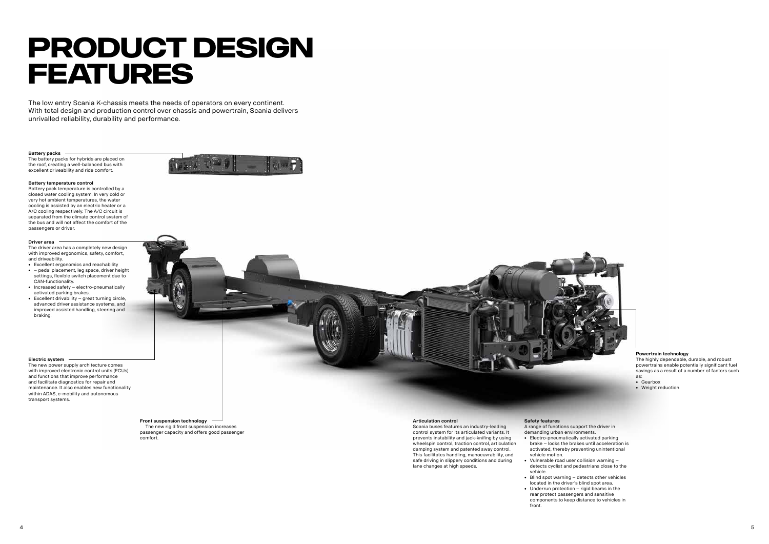# PRODUCT DESIGN FEATURES

The low entry Scania K-chassis meets the needs of operators on every continent. With total design and production control over chassis and powertrain, Scania delivers unrivalled reliability, durability and performance.

**Battery packs**

The battery packs for hybrids are placed on the roof, creating a well-balanced bus with excellent driveability and ride comfort.

**Battery temperature control**

Battery pack temperature is controlled by a closed water cooling system. In very cold or very hot ambient temperatures, the water cooling is assisted by an electric heater or a A/C cooling respectively. The A/C circuit is separated from the climate control system of the bus and will not affect the comfort of the passengers or driver.

**Driver area**

The driver area has a completely new design with improved ergonomics, safety, comfort, and driveability.

- Excellent ergonomics and reachability
- – pedal placement, leg space, driver height settings, flexible switch placement due to CAN-functionality.
- Increased safety – electro-pneumatically activated parking brakes.
- Excellent drivability – great turning circle, advanced driver assistance systems, and improved assisted handling, steering and braking.

**Electric system**

The new power supply architecture comes with improved electronic control units (ECUs) and functions that improve performance and facilitate diagnostics for repair and maintenance. It also enables new functionality within ADAS, e-mobility and autonomous transport systems.

**Front suspension technology**

The new rigid front suspension increases passenger capacity and offers good passenger comfort.

**Articulation control**

Scania buses features an industry-leading control system for its articulated variants. It prevents instability and jack-knifing by using wheelspin control, traction control, articulation damping system and patented sway control. This facilitates handling, manoeuvrability, and safe driving in slippery conditions and during lane changes at high speeds.

**Safety features**

A range of functions support the driver in demanding urban environments.

- Electro-pneumatically activated parking brake – locks the brakes until acceleration is activated, thereby preventing unintentional vehicle motion.
- Vulnerable road user collision warning – detects cyclist and pedestrians close to the vehicle.
- Blind spot warning – detects other vehicles located in the driver's blind spot area.
- Underrun protection – rigid beams in the rear protect passengers and sensitive components.to keep distance to vehicles in front.

**Powertrain technology**

The highly dependable, durable, and robust powertrains enable potentially significant fuel savings as a result of a number of factors such as:

- Gearbox
- Weight reduction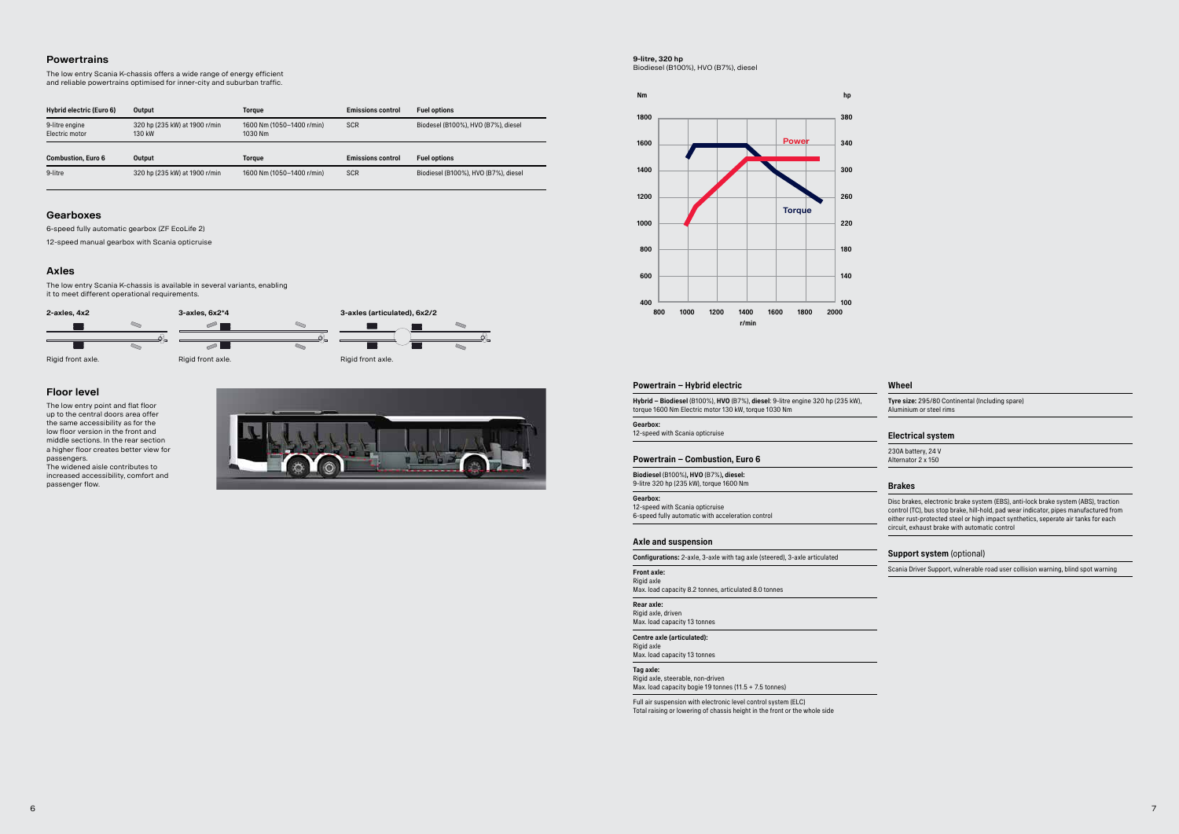## Powertrains

The low entry Scania K-chassis offers a wide range of energy efficient and reliable powertrains optimised for inner-city and suburban traffic.

| Hybrid electric (Euro 6) | Output | Torque | Emissions control | Fuel options |
|---|---|---|---|---|
| 9-litre engine<br>Electric motor | 320 hp (235 kW) at 1900 r/min<br>130 kW | 1600 Nm (1050–1400 r/min)<br>1030 Nm | SCR | Biodesel (B100%), HVO (B7%), diesel |

| Combustion, Euro 6 | Output | Torque | Emissions control | Fuel options |
|---|---|---|---|---|
| 9-litre | 320 hp (235 kW) at 1900 r/min | 1600 Nm (1050–1400 r/min) | SCR | Biodesel (B100%), HVO (B7%), diesel |

## Gearboxes

6-speed fully automatic gearbox (ZF EcoLife 2)

12-speed manual gearbox with Scania opticruise

## Axles

The low entry Scania K-chassis is available in several variants, enabling it to meet different operational requirements.

**2-axles, 4x2**
Rigid front axle.

**3-axles, 6x2*4**
Rigid front axle.

**3-axles (articulated), 6x2/2**
Rigid front axle.

## Floor level

The low entry point and flat floor up to the central doors area offer the same accessibility as for the low floor version in the front and middle sections. In the rear section a higher floor creates better view for passengers.
The widened aisle contributes to increased accessibility, comfort and passenger flow.

**9-litre, 320 hp**
Biodiesel (B100%), HVO (B7%), diesel

## Powertrain – Hybrid electric

**Hybrid – Biodiesel** (B100%), **HVO** (B7%), **diesel**: 9-litre engine 320 hp (235 kW), torque 1600 Nm Electric motor 130 kW, torque 1030 Nm

**Gearbox:**
12-speed with Scania opticruise

## Powertrain – Combustion, Euro 6

**Biodiesel** (B100%), **HVO** (B7%), **diesel:**
9-litre 320 hp (235 kW), torque 1600 Nm

**Gearbox:**
12-speed with Scania opticruise
6-speed fully automatic with acceleration control

## Axle and suspension

**Configurations:** 2-axle, 3-axle with tag axle (steered), 3-axle articulated

**Front axle:**
Rigid axle
Max. load capacity 8.2 tonnes, articulated 8.0 tonnes

**Rear axle:**
Rigid axle, driven
Max. load capacity 13 tonnes

**Centre axle (articulated):**
Rigid axle
Max. load capacity 13 tonnes

**Tag axle:**
Rigid axle, steerable, non-driven
Max. load capacity bogie 19 tonnes (11.5 + 7.5 tonnes)

Full air suspension with electronic level control system (ELC)
Total raising or lowering of chassis height in the front or the whole side

## Wheel

**Tyre size:** 295/80 Continental (Including spare)
Aluminium or steel rims

## Electrical system

230A battery, 24 V
Alternator 2 x 150

## Brakes

Disc brakes, electronic brake system (EBS), anti-lock brake system (ABS), traction control (TC), bus stop brake, hill-hold, pad wear indicator, pipes manufactured from either rust-protected steel or high impact synthetics, seperate air tanks for each circuit, exhaust brake with automatic control

## Support system (optional)

Scania Driver Support, vulnerable road user collision warning, blind spot warning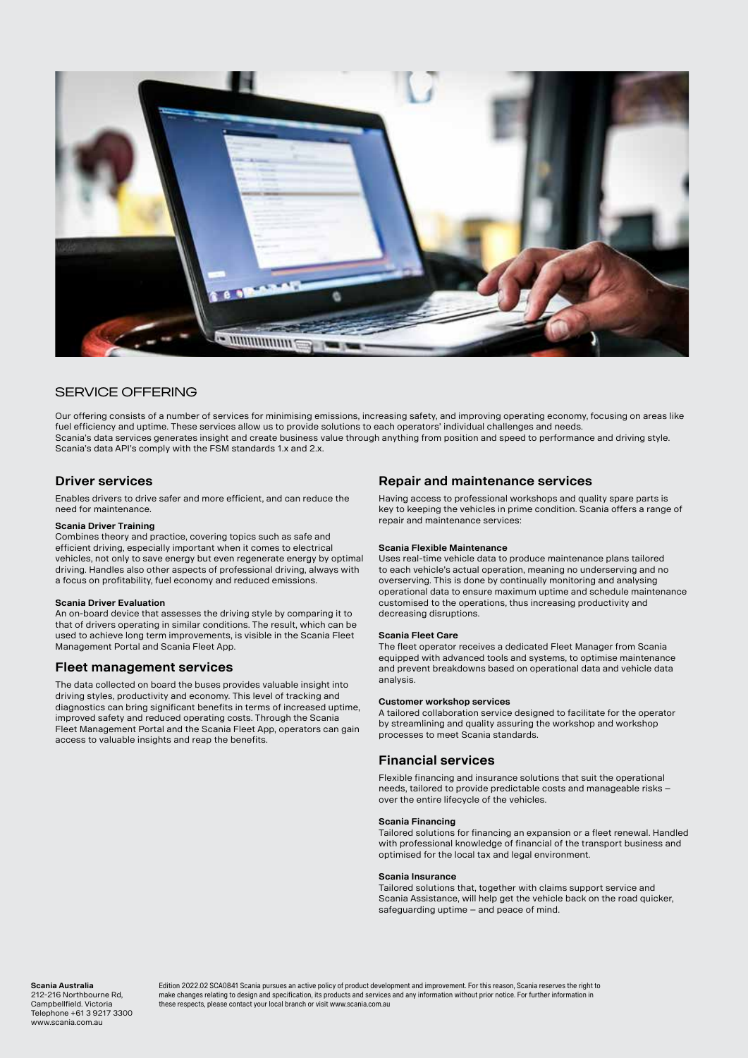## SERVICE OFFERING

Our offering consists of a number of services for minimising emissions, increasing safety, and improving operating economy, focusing on areas like fuel efficiency and uptime. These services allow us to provide solutions to each operators' individual challenges and needs.
Scania's data services generates insight and create business value through anything from position and speed to performance and driving style.
Scania's data API's comply with the FSM standards 1.x and 2.x.

### Driver services

Enables drivers to drive safer and more efficient, and can reduce the need for maintenance.

**Scania Driver Training**
Combines theory and practice, covering topics such as safe and efficient driving, especially important when it comes to electrical vehicles, not only to save energy but even regenerate energy by optimal driving. Handles also other aspects of professional driving, always with a focus on profitability, fuel economy and reduced emissions.

**Scania Driver Evaluation**
An on-board device that assesses the driving style by comparing it to that of drivers operating in similar conditions. The result, which can be used to achieve long term improvements, is visible in the Scania Fleet Management Portal and Scania Fleet App.

### Fleet management services

The data collected on board the buses provides valuable insight into driving styles, productivity and economy. This level of tracking and diagnostics can bring significant benefits in terms of increased uptime, improved safety and reduced operating costs. Through the Scania Fleet Management Portal and the Scania Fleet App, operators can gain access to valuable insights and reap the benefits.

### Repair and maintenance services

Having access to professional workshops and quality spare parts is key to keeping the vehicles in prime condition. Scania offers a range of repair and maintenance services:

**Scania Flexible Maintenance**
Uses real-time vehicle data to produce maintenance plans tailored to each vehicle's actual operation, meaning no underserving and no overserving. This is done by continually monitoring and analysing operational data to ensure maximum uptime and schedule maintenance customised to the operations, thus increasing productivity and decreasing disruptions.

**Scania Fleet Care**
The fleet operator receives a dedicated Fleet Manager from Scania equipped with advanced tools and systems, to optimise maintenance and prevent breakdowns based on operational data and vehicle data analysis.

**Customer workshop services**
A tailored collaboration service designed to facilitate for the operator by streamlining and quality assuring the workshop and workshop processes to meet Scania standards.

### Financial services

Flexible financing and insurance solutions that suit the operational needs, tailored to provide predictable costs and manageable risks – over the entire lifecycle of the vehicles.

**Scania Financing**
Tailored solutions for financing an expansion or a fleet renewal. Handled with professional knowledge of financial of the transport business and optimised for the local tax and legal environment.

**Scania Insurance**
Tailored solutions that, together with claims support service and Scania Assistance, will help get the vehicle back on the road quicker, safeguarding uptime – and peace of mind.

**Scania Australia**
212-216 Northbourne Rd,
Campbellfield. Victoria
Telephone +61 3 9217 3300
www.scania.com.au

Edition 2022.02 SCA0841 Scania pursues an active policy of product development and improvement. For this reason, Scania reserves the right to make changes relating to design and specification, its products and services and any information without prior notice. For further information in these respects, please contact your local branch or visit www.scania.com.au